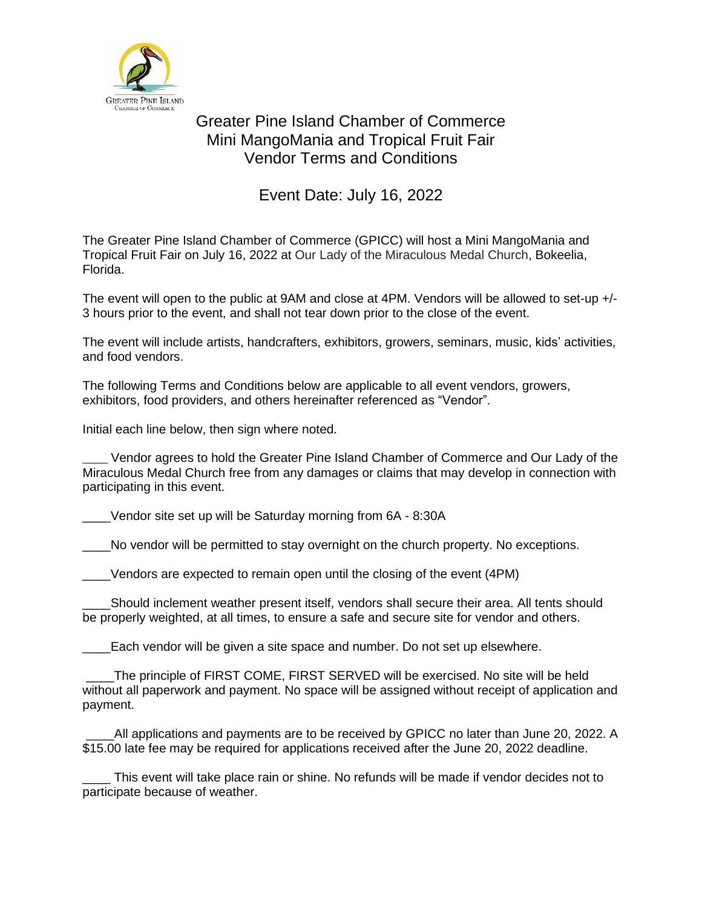# Greater Pine Island Chamber of Commerce
# Mini MangoMania and Tropical Fruit Fair
# Vendor Terms and Conditions

## Event Date: July 16, 2022

The Greater Pine Island Chamber of Commerce (GPICC) will host a Mini MangoMania and Tropical Fruit Fair on July 16, 2022 at Our Lady of the Miraculous Medal Church, Bokeelia, Florida.

The event will open to the public at 9AM and close at 4PM. Vendors will be allowed to set-up +/- 3 hours prior to the event, and shall not tear down prior to the close of the event.

The event will include artists, handcrafters, exhibitors, growers, seminars, music, kids' activities, and food vendors.

The following Terms and Conditions below are applicable to all event vendors, growers, exhibitors, food providers, and others hereinafter referenced as "Vendor".

Initial each line below, then sign where noted.

____ Vendor agrees to hold the Greater Pine Island Chamber of Commerce and Our Lady of the Miraculous Medal Church free from any damages or claims that may develop in connection with participating in this event.

____Vendor site set up will be Saturday morning from 6A - 8:30A

____No vendor will be permitted to stay overnight on the church property. No exceptions.

____Vendors are expected to remain open until the closing of the event (4PM)

____Should inclement weather present itself, vendors shall secure their area. All tents should be properly weighted, at all times, to ensure a safe and secure site for vendor and others.

____Each vendor will be given a site space and number. Do not set up elsewhere.

____The principle of FIRST COME, FIRST SERVED will be exercised. No site will be held without all paperwork and payment. No space will be assigned without receipt of application and payment.

____All applications and payments are to be received by GPICC no later than June 20, 2022. A $15.00 late fee may be required for applications received after the June 20, 2022 deadline.

____ This event will take place rain or shine. No refunds will be made if vendor decides not to participate because of weather.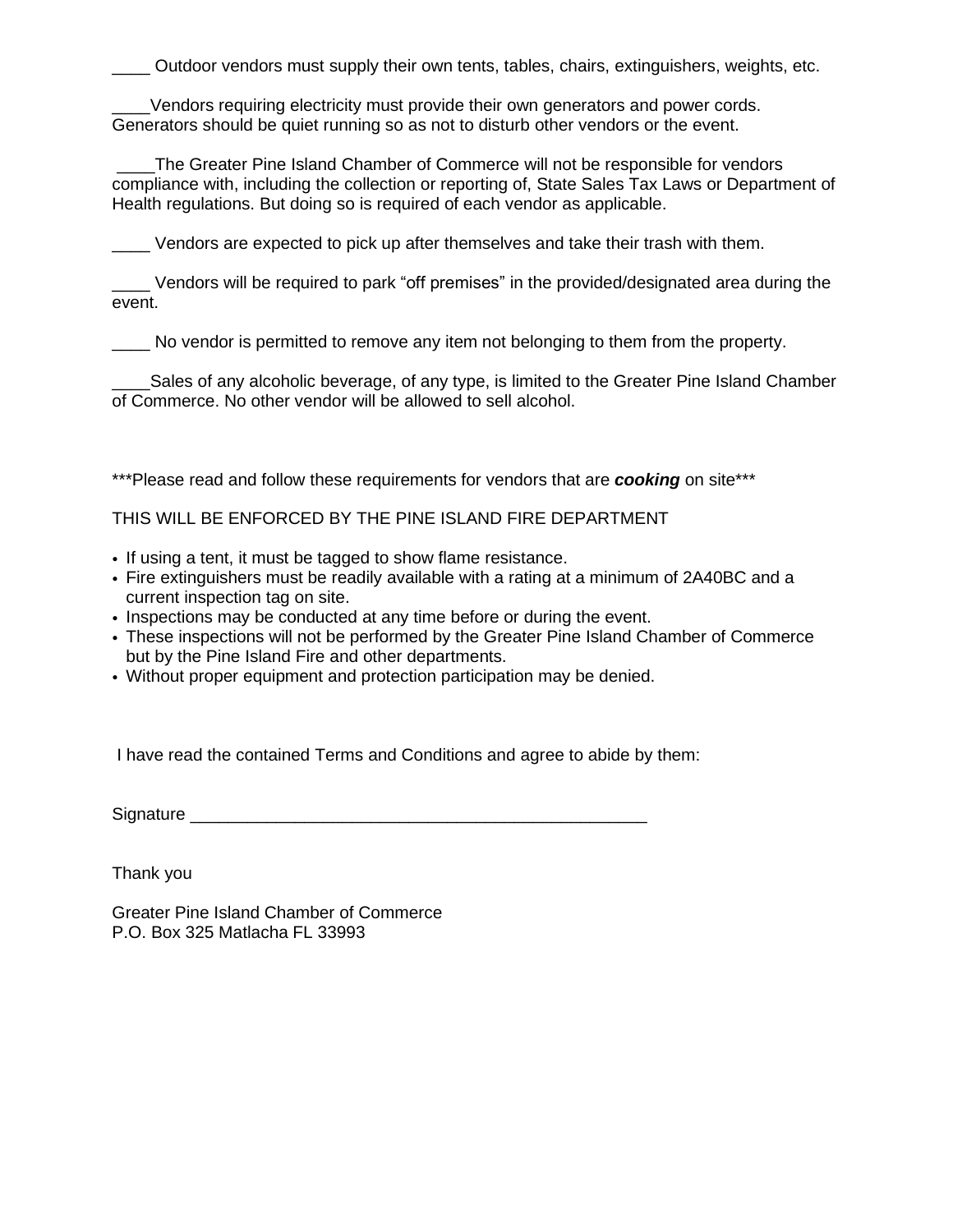____ Outdoor vendors must supply their own tents, tables, chairs, extinguishers, weights, etc.

____Vendors requiring electricity must provide their own generators and power cords. Generators should be quiet running so as not to disturb other vendors or the event.

____The Greater Pine Island Chamber of Commerce will not be responsible for vendors compliance with, including the collection or reporting of, State Sales Tax Laws or Department of Health regulations. But doing so is required of each vendor as applicable.

____ Vendors are expected to pick up after themselves and take their trash with them.

____ Vendors will be required to park "off premises" in the provided/designated area during the event.

____ No vendor is permitted to remove any item not belonging to them from the property.

____Sales of any alcoholic beverage, of any type, is limited to the Greater Pine Island Chamber of Commerce. No other vendor will be allowed to sell alcohol.

***Please read and follow these requirements for vendors that are ***cooking*** on site***

THIS WILL BE ENFORCED BY THE PINE ISLAND FIRE DEPARTMENT

- If using a tent, it must be tagged to show flame resistance.
- Fire extinguishers must be readily available with a rating at a minimum of 2A40BC and a current inspection tag on site.
- Inspections may be conducted at any time before or during the event.
- These inspections will not be performed by the Greater Pine Island Chamber of Commerce but by the Pine Island Fire and other departments.
- Without proper equipment and protection participation may be denied.

I have read the contained Terms and Conditions and agree to abide by them:

Signature ___________________________________________________

Thank you

Greater Pine Island Chamber of Commerce
P.O. Box 325 Matlacha FL 33993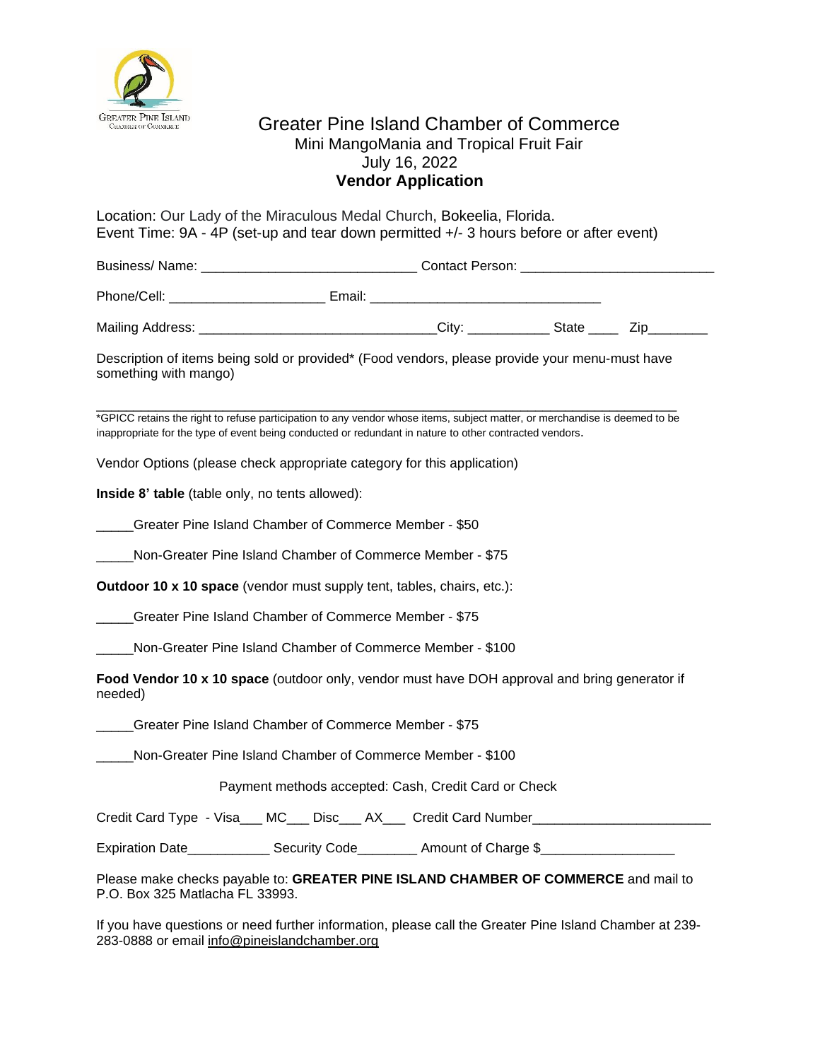Greater Pine Island Chamber of Commerce

# Greater Pine Island Chamber of Commerce

Mini MangoMania and Tropical Fruit Fair

July 16, 2022

**Vendor Application**

Location: Our Lady of the Miraculous Medal Church, Bokeelia, Florida.
Event Time: 9A - 4P (set-up and tear down permitted +/- 3 hours before or after event)

Business/ Name: ____________________________ Contact Person: _________________________

Phone/Cell: ____________________ Email: ______________________________

Mailing Address: _______________________________City: __________ State ____ Zip_______

Description of items being sold or provided* (Food vendors, please provide your menu-must have something with mango)

_____________________________________________________________________________

*GPICC retains the right to refuse participation to any vendor whose items, subject matter, or merchandise is deemed to be inappropriate for the type of event being conducted or redundant in nature to other contracted vendors.

Vendor Options (please check appropriate category for this application)

**Inside 8' table** (table only, no tents allowed):

_____Greater Pine Island Chamber of Commerce Member - $50

_____Non-Greater Pine Island Chamber of Commerce Member - $75

**Outdoor 10 x 10 space** (vendor must supply tent, tables, chairs, etc.):

_____Greater Pine Island Chamber of Commerce Member - $75

_____Non-Greater Pine Island Chamber of Commerce Member - $100

**Food Vendor 10 x 10 space** (outdoor only, vendor must have DOH approval and bring generator if needed)

_____Greater Pine Island Chamber of Commerce Member - $75

_____Non-Greater Pine Island Chamber of Commerce Member - $100

Payment methods accepted: Cash, Credit Card or Check

Credit Card Type - Visa___ MC___ Disc___ AX___ Credit Card Number_______________________

Expiration Date__________ Security Code_______ Amount of Charge $_________________

Please make checks payable to: **GREATER PINE ISLAND CHAMBER OF COMMERCE** and mail to P.O. Box 325 Matlacha FL 33993.

If you have questions or need further information, please call the Greater Pine Island Chamber at 239-283-0888 or email info@pineislandchamber.org